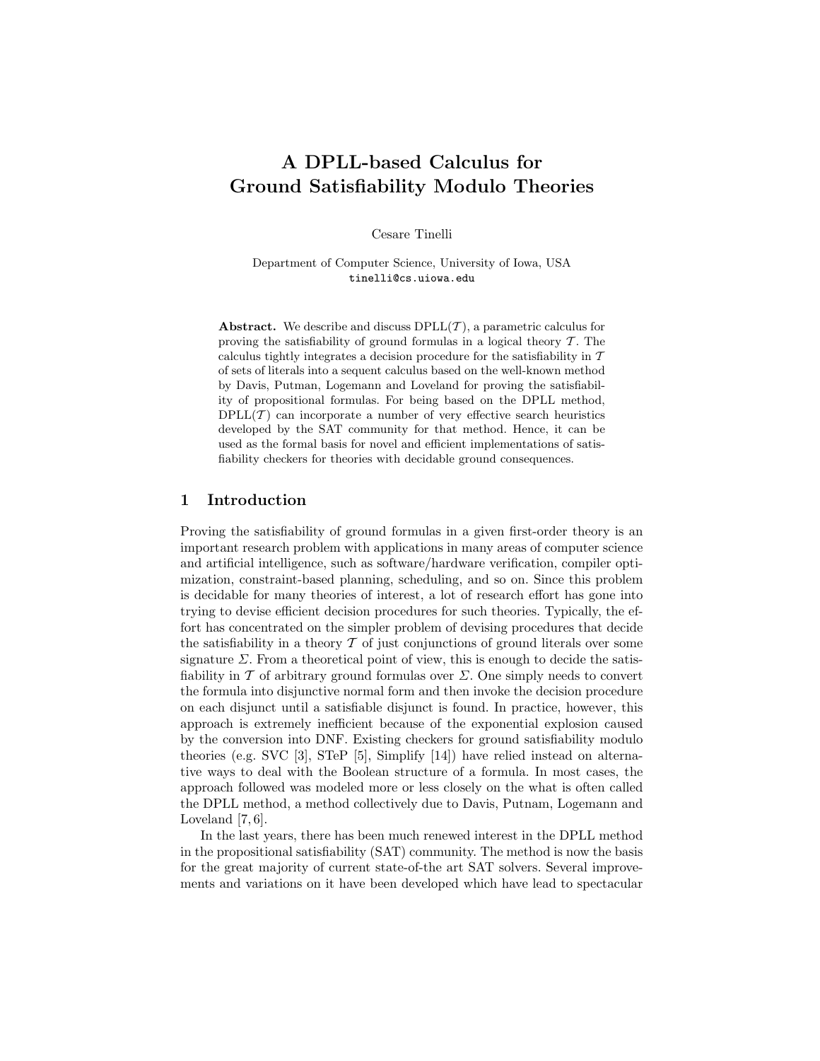# A DPLL-based Calculus for Ground Satisfiability Modulo Theories

Cesare Tinelli

Department of Computer Science, University of Iowa, USA
tinelli@cs.uiowa.edu

**Abstract.** We describe and discuss DPLL($\mathcal{T}$), a parametric calculus for proving the satisfiability of ground formulas in a logical theory $\mathcal{T}$. The calculus tightly integrates a decision procedure for the satisfiability in $\mathcal{T}$ of sets of literals into a sequent calculus based on the well-known method by Davis, Putman, Logemann and Loveland for proving the satisfiability of propositional formulas. For being based on the DPLL method, DPLL($\mathcal{T}$) can incorporate a number of very effective search heuristics developed by the SAT community for that method. Hence, it can be used as the formal basis for novel and efficient implementations of satisfiability checkers for theories with decidable ground consequences.

## 1 Introduction

Proving the satisfiability of ground formulas in a given first-order theory is an important research problem with applications in many areas of computer science and artificial intelligence, such as software/hardware verification, compiler optimization, constraint-based planning, scheduling, and so on. Since this problem is decidable for many theories of interest, a lot of research effort has gone into trying to devise efficient decision procedures for such theories. Typically, the effort has concentrated on the simpler problem of devising procedures that decide the satisfiability in a theory $\mathcal{T}$ of just conjunctions of ground literals over some signature $\Sigma$. From a theoretical point of view, this is enough to decide the satisfiability in $\mathcal{T}$ of arbitrary ground formulas over $\Sigma$. One simply needs to convert the formula into disjunctive normal form and then invoke the decision procedure on each disjunct until a satisfiable disjunct is found. In practice, however, this approach is extremely inefficient because of the exponential explosion caused by the conversion into DNF. Existing checkers for ground satisfiability modulo theories (e.g. SVC [3], STeP [5], Simplify [14]) have relied instead on alternative ways to deal with the Boolean structure of a formula. In most cases, the approach followed was modeled more or less closely on the what is often called the DPLL method, a method collectively due to Davis, Putnam, Logemann and Loveland [7, 6].

In the last years, there has been much renewed interest in the DPLL method in the propositional satisfiability (SAT) community. The method is now the basis for the great majority of current state-of-the art SAT solvers. Several improvements and variations on it have been developed which have lead to spectacular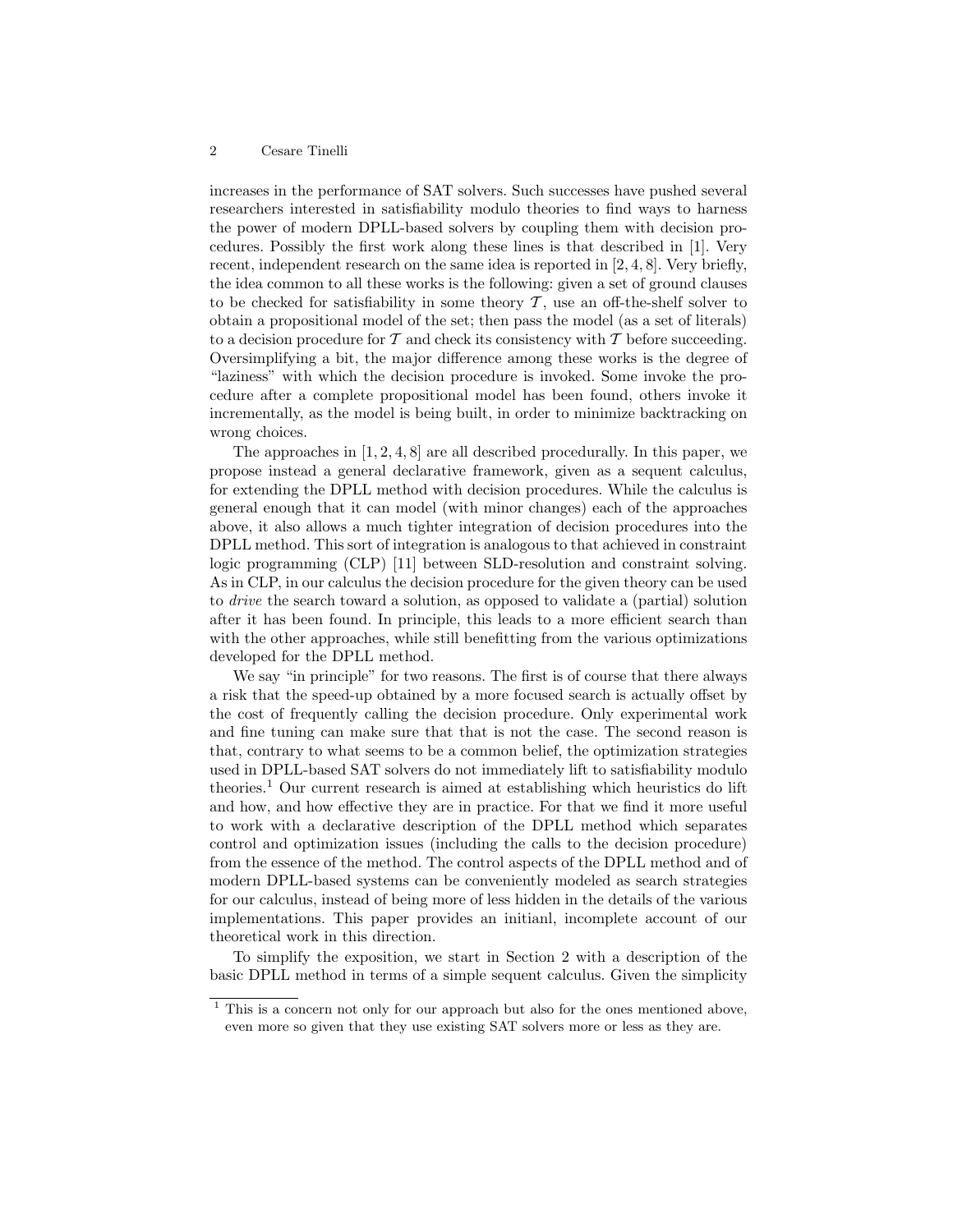increases in the performance of SAT solvers. Such successes have pushed several researchers interested in satisfiability modulo theories to find ways to harness the power of modern DPLL-based solvers by coupling them with decision procedures. Possibly the first work along these lines is that described in [1]. Very recent, independent research on the same idea is reported in [2, 4, 8]. Very briefly, the idea common to all these works is the following: given a set of ground clauses to be checked for satisfiability in some theory $\mathcal{T}$, use an off-the-shelf solver to obtain a propositional model of the set; then pass the model (as a set of literals) to a decision procedure for $\mathcal{T}$ and check its consistency with $\mathcal{T}$ before succeeding. Oversimplifying a bit, the major difference among these works is the degree of "laziness" with which the decision procedure is invoked. Some invoke the procedure after a complete propositional model has been found, others invoke it incrementally, as the model is being built, in order to minimize backtracking on wrong choices.

The approaches in [1, 2, 4, 8] are all described procedurally. In this paper, we propose instead a general declarative framework, given as a sequent calculus, for extending the DPLL method with decision procedures. While the calculus is general enough that it can model (with minor changes) each of the approaches above, it also allows a much tighter integration of decision procedures into the DPLL method. This sort of integration is analogous to that achieved in constraint logic programming (CLP) [11] between SLD-resolution and constraint solving. As in CLP, in our calculus the decision procedure for the given theory can be used to *drive* the search toward a solution, as opposed to validate a (partial) solution after it has been found. In principle, this leads to a more efficient search than with the other approaches, while still benefitting from the various optimizations developed for the DPLL method.

We say "in principle" for two reasons. The first is of course that there always a risk that the speed-up obtained by a more focused search is actually offset by the cost of frequently calling the decision procedure. Only experimental work and fine tuning can make sure that that is not the case. The second reason is that, contrary to what seems to be a common belief, the optimization strategies used in DPLL-based SAT solvers do not immediately lift to satisfiability modulo theories.[1] Our current research is aimed at establishing which heuristics do lift and how, and how effective they are in practice. For that we find it more useful to work with a declarative description of the DPLL method which separates control and optimization issues (including the calls to the decision procedure) from the essence of the method. The control aspects of the DPLL method and of modern DPLL-based systems can be conveniently modeled as search strategies for our calculus, instead of being more of less hidden in the details of the various implementations. This paper provides an initianl, incomplete account of our theoretical work in this direction.

To simplify the exposition, we start in Section 2 with a description of the basic DPLL method in terms of a simple sequent calculus. Given the simplicity

[1] This is a concern not only for our approach but also for the ones mentioned above, even more so given that they use existing SAT solvers more or less as they are.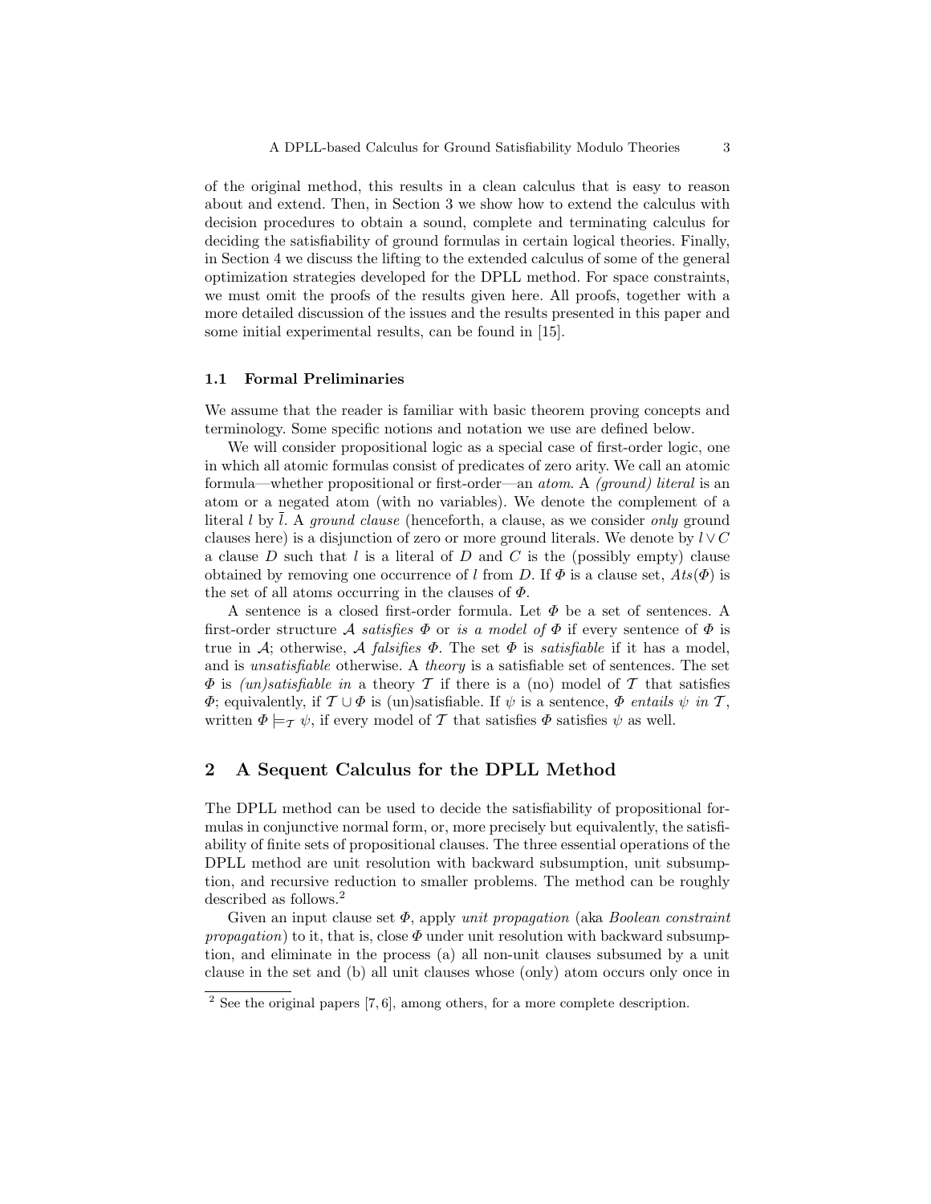of the original method, this results in a clean calculus that is easy to reason about and extend. Then, in Section 3 we show how to extend the calculus with decision procedures to obtain a sound, complete and terminating calculus for deciding the satisfiability of ground formulas in certain logical theories. Finally, in Section 4 we discuss the lifting to the extended calculus of some of the general optimization strategies developed for the DPLL method. For space constraints, we must omit the proofs of the results given here. All proofs, together with a more detailed discussion of the issues and the results presented in this paper and some initial experimental results, can be found in [15].

### 1.1 Formal Preliminaries

We assume that the reader is familiar with basic theorem proving concepts and terminology. Some specific notions and notation we use are defined below.

We will consider propositional logic as a special case of first-order logic, one in which all atomic formulas consist of predicates of zero arity. We call an atomic formula—whether propositional or first-order—an *atom*. A *(ground) literal* is an atom or a negated atom (with no variables). We denote the complement of a literal $l$ by $\bar{l}$. A *ground clause* (henceforth, a clause, as we consider *only* ground clauses here) is a disjunction of zero or more ground literals. We denote by $l \vee C$ a clause $D$ such that $l$ is a literal of $D$ and $C$ is the (possibly empty) clause obtained by removing one occurrence of $l$ from $D$. If $\Phi$ is a clause set, $Ats(\Phi)$ is the set of all atoms occurring in the clauses of $\Phi$.

A sentence is a closed first-order formula. Let $\Phi$ be a set of sentences. A first-order structure $\mathcal{A}$ *satisfies* $\Phi$ or *is a model of* $\Phi$ if every sentence of $\Phi$ is true in $\mathcal{A}$; otherwise, $\mathcal{A}$ *falsifies* $\Phi$. The set $\Phi$ is *satisfiable* if it has a model, and is *unsatisfiable* otherwise. A *theory* is a satisfiable set of sentences. The set $\Phi$ is *(un)satisfiable in* a theory $\mathcal{T}$ if there is a (no) model of $\mathcal{T}$ that satisfies $\Phi$; equivalently, if $\mathcal{T} \cup \Phi$ is (un)satisfiable. If $\psi$ is a sentence, $\Phi$ *entails* $\psi$ *in* $\mathcal{T}$, written $\Phi \models_{\mathcal{T}} \psi$, if every model of $\mathcal{T}$ that satisfies $\Phi$ satisfies $\psi$ as well.

## 2 A Sequent Calculus for the DPLL Method

The DPLL method can be used to decide the satisfiability of propositional formulas in conjunctive normal form, or, more precisely but equivalently, the satisfiability of finite sets of propositional clauses. The three essential operations of the DPLL method are unit resolution with backward subsumption, unit subsumption, and recursive reduction to smaller problems. The method can be roughly described as follows.[2]

Given an input clause set $\Phi$, apply *unit propagation* (aka *Boolean constraint propagation*) to it, that is, close $\Phi$ under unit resolution with backward subsumption, and eliminate in the process (a) all non-unit clauses subsumed by a unit clause in the set and (b) all unit clauses whose (only) atom occurs only once in

[2] See the original papers [7, 6], among others, for a more complete description.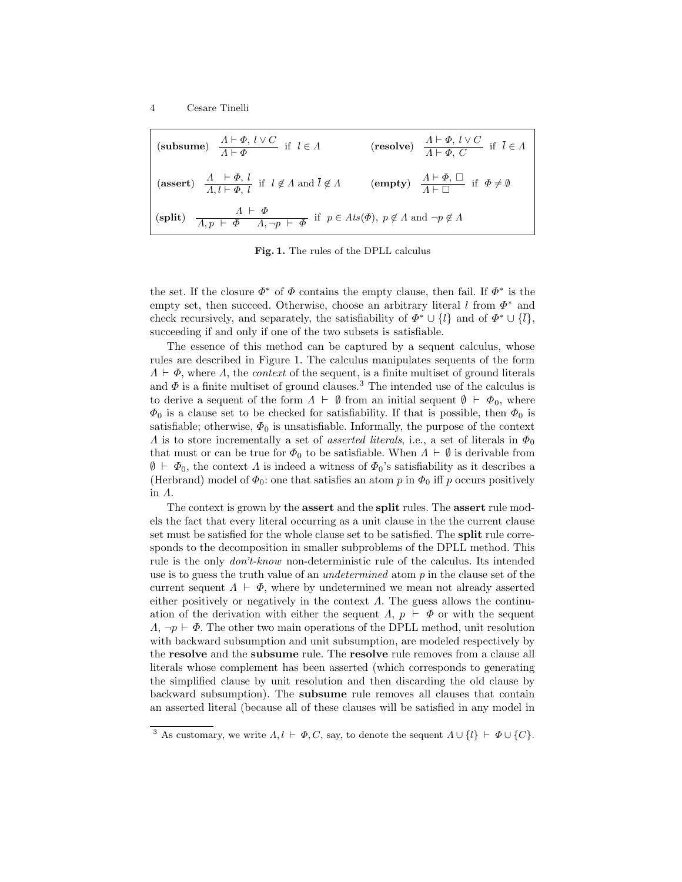$$
\begin{array}{ll}
(\textbf{subsume}) \quad \dfrac{\Lambda \vdash \Phi,\ l \vee C}{\Lambda \vdash \Phi} \ \text{ if } \ l \in \Lambda & (\textbf{resolve}) \quad \dfrac{\Lambda \vdash \Phi,\ l \vee C}{\Lambda \vdash \Phi,\ C} \ \text{ if } \ \bar{l} \in \Lambda \\[2ex]
(\textbf{assert}) \quad \dfrac{\Lambda \ \vdash \Phi,\ l}{\Lambda, l \vdash \Phi,\ l} \ \text{ if } \ l \notin \Lambda \text{ and } \bar{l} \notin \Lambda & (\textbf{empty}) \quad \dfrac{\Lambda \vdash \Phi,\ \Box}{\Lambda \vdash \Box} \ \text{ if } \ \Phi \neq \emptyset \\[2ex]
(\textbf{split}) \quad \dfrac{\Lambda \ \vdash \ \Phi}{\Lambda, p \ \vdash \ \Phi \qquad \Lambda, \neg p \ \vdash \ \Phi} \ \text{ if } \ p \in Ats(\Phi),\ p \notin \Lambda \text{ and } \neg p \notin \Lambda &
\end{array}
$$

**Fig. 1.** The rules of the DPLL calculus

the set. If the closure $\Phi^*$ of $\Phi$ contains the empty clause, then fail. If $\Phi^*$ is the empty set, then succeed. Otherwise, choose an arbitrary literal $l$ from $\Phi^*$ and check recursively, and separately, the satisfiability of $\Phi^* \cup \{l\}$ and of $\Phi^* \cup \{\bar{l}\}$, succeeding if and only if one of the two subsets is satisfiable.

The essence of this method can be captured by a sequent calculus, whose rules are described in Figure 1. The calculus manipulates sequents of the form $\Lambda \vdash \Phi$, where $\Lambda$, the *context* of the sequent, is a finite multiset of ground literals and $\Phi$ is a finite multiset of ground clauses.[3] The intended use of the calculus is to derive a sequent of the form $\Lambda \vdash \emptyset$ from an initial sequent $\emptyset \vdash \Phi_0$, where $\Phi_0$ is a clause set to be checked for satisfiability. If that is possible, then $\Phi_0$ is satisfiable; otherwise, $\Phi_0$ is unsatisfiable. Informally, the purpose of the context $\Lambda$ is to store incrementally a set of *asserted literals*, i.e., a set of literals in $\Phi_0$ that must or can be true for $\Phi_0$ to be satisfiable. When $\Lambda \vdash \emptyset$ is derivable from $\emptyset \vdash \Phi_0$, the context $\Lambda$ is indeed a witness of $\Phi_0$'s satisfiability as it describes a (Herbrand) model of $\Phi_0$: one that satisfies an atom $p$ in $\Phi_0$ iff $p$ occurs positively in $\Lambda$.

The context is grown by the **assert** and the **split** rules. The **assert** rule models the fact that every literal occurring as a unit clause in the the current clause set must be satisfied for the whole clause set to be satisfied. The **split** rule corresponds to the decomposition in smaller subproblems of the DPLL method. This rule is the only *don't-know* non-deterministic rule of the calculus. Its intended use is to guess the truth value of an *undetermined* atom $p$ in the clause set of the current sequent $\Lambda \vdash \Phi$, where by undetermined we mean not already asserted either positively or negatively in the context $\Lambda$. The guess allows the continuation of the derivation with either the sequent $\Lambda,\ p \vdash \Phi$ or with the sequent $\Lambda, \neg p \vdash \Phi$. The other two main operations of the DPLL method, unit resolution with backward subsumption and unit subsumption, are modeled respectively by the **resolve** and the **subsume** rule. The **resolve** rule removes from a clause all literals whose complement has been asserted (which corresponds to generating the simplified clause by unit resolution and then discarding the old clause by backward subsumption). The **subsume** rule removes all clauses that contain an asserted literal (because all of these clauses will be satisfied in any model in

[3] As customary, we write $\Lambda, l \vdash \Phi, C$, say, to denote the sequent $\Lambda \cup \{l\} \vdash \Phi \cup \{C\}$.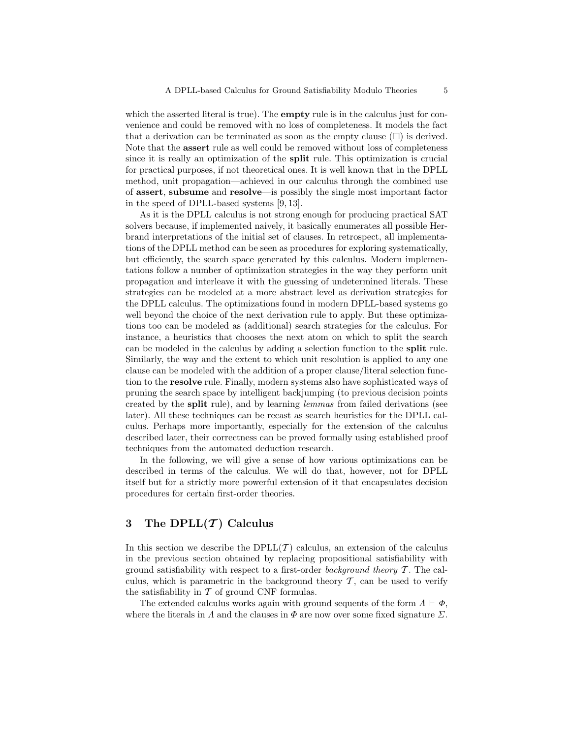which the asserted literal is true). The **empty** rule is in the calculus just for convenience and could be removed with no loss of completeness. It models the fact that a derivation can be terminated as soon as the empty clause ($\Box$) is derived. Note that the **assert** rule as well could be removed without loss of completeness since it is really an optimization of the **split** rule. This optimization is crucial for practical purposes, if not theoretical ones. It is well known that in the DPLL method, unit propagation—achieved in our calculus through the combined use of **assert**, **subsume** and **resolve**—is possibly the single most important factor in the speed of DPLL-based systems [9, 13].

As it is the DPLL calculus is not strong enough for producing practical SAT solvers because, if implemented naively, it basically enumerates all possible Herbrand interpretations of the initial set of clauses. In retrospect, all implementations of the DPLL method can be seen as procedures for exploring systematically, but efficiently, the search space generated by this calculus. Modern implementations follow a number of optimization strategies in the way they perform unit propagation and interleave it with the guessing of undetermined literals. These strategies can be modeled at a more abstract level as derivation strategies for the DPLL calculus. The optimizations found in modern DPLL-based systems go well beyond the choice of the next derivation rule to apply. But these optimizations too can be modeled as (additional) search strategies for the calculus. For instance, a heuristics that chooses the next atom on which to split the search can be modeled in the calculus by adding a selection function to the **split** rule. Similarly, the way and the extent to which unit resolution is applied to any one clause can be modeled with the addition of a proper clause/literal selection function to the **resolve** rule. Finally, modern systems also have sophisticated ways of pruning the search space by intelligent backjumping (to previous decision points created by the **split** rule), and by learning *lemmas* from failed derivations (see later). All these techniques can be recast as search heuristics for the DPLL calculus. Perhaps more importantly, especially for the extension of the calculus described later, their correctness can be proved formally using established proof techniques from the automated deduction research.

In the following, we will give a sense of how various optimizations can be described in terms of the calculus. We will do that, however, not for DPLL itself but for a strictly more powerful extension of it that encapsulates decision procedures for certain first-order theories.

## 3 The DPLL($\mathcal{T}$) Calculus

In this section we describe the DPLL($\mathcal{T}$) calculus, an extension of the calculus in the previous section obtained by replacing propositional satisfiability with ground satisfiability with respect to a first-order *background theory* $\mathcal{T}$. The calculus, which is parametric in the background theory $\mathcal{T}$, can be used to verify the satisfiability in $\mathcal{T}$ of ground CNF formulas.

The extended calculus works again with ground sequents of the form $\Lambda \vdash \Phi$, where the literals in $\Lambda$ and the clauses in $\Phi$ are now over some fixed signature $\Sigma$.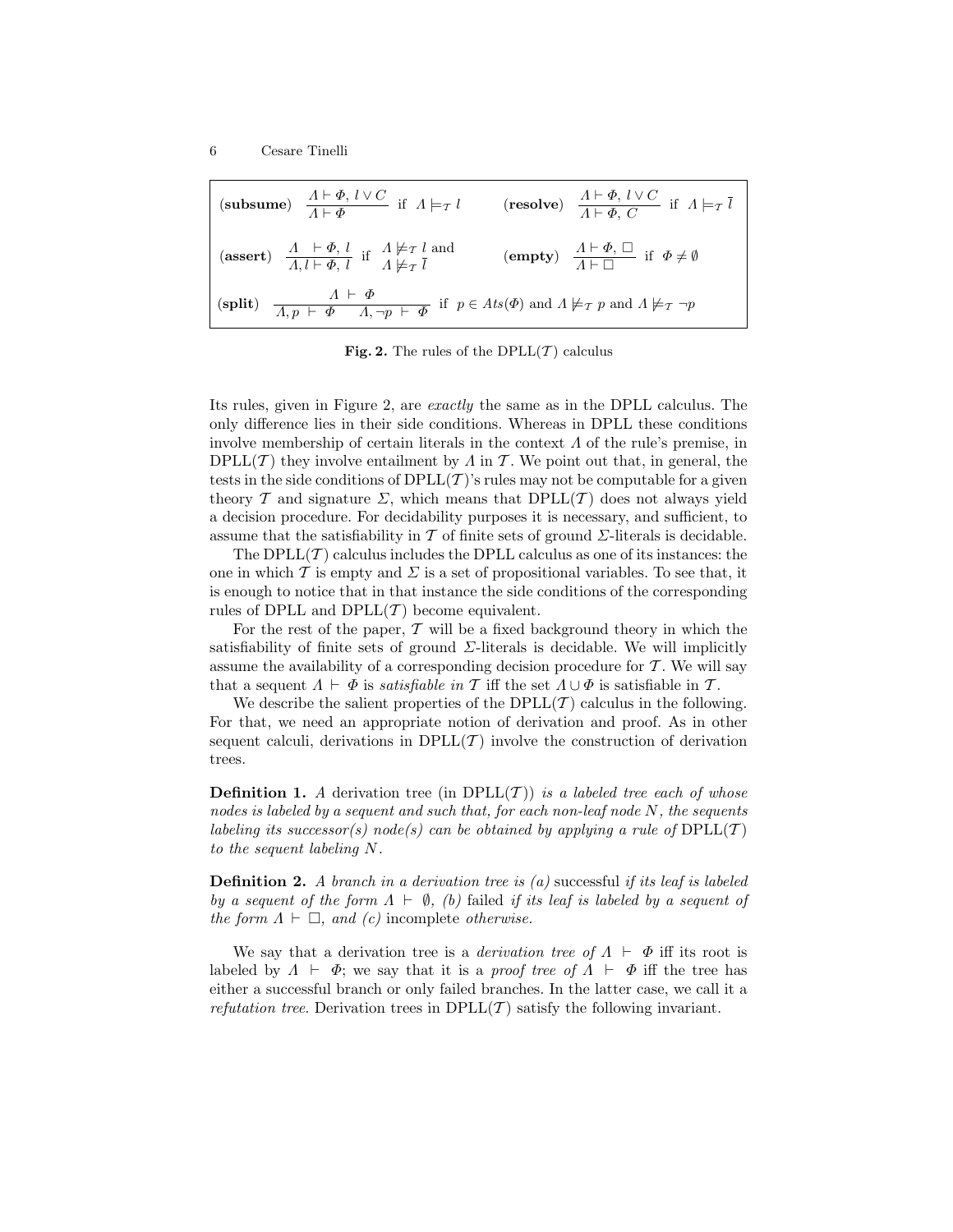$$
\textbf{(subsume)} \quad \frac{\Lambda \vdash \Phi,\ l \vee C}{\Lambda \vdash \Phi} \ \text{ if } \Lambda \models_{\mathcal{T}} l \qquad \textbf{(resolve)} \quad \frac{\Lambda \vdash \Phi,\ l \vee C}{\Lambda \vdash \Phi,\ C} \ \text{ if } \Lambda \models_{\mathcal{T}} \overline{l}
$$

$$
\textbf{(assert)} \quad \frac{\Lambda \ \vdash \Phi,\ l}{\Lambda, l \vdash \Phi,\ l} \ \text{ if } \begin{array}{l} \Lambda \not\models_{\mathcal{T}} l \text{ and} \\ \Lambda \not\models_{\mathcal{T}} \overline{l} \end{array} \qquad \textbf{(empty)} \quad \frac{\Lambda \vdash \Phi,\ \Box}{\Lambda \vdash \Box} \ \text{ if } \Phi \neq \emptyset
$$

$$
\textbf{(split)} \quad \frac{\Lambda \ \vdash \ \Phi}{\Lambda, p \ \vdash \ \Phi \qquad \Lambda, \neg p \ \vdash \ \Phi} \ \text{ if } p \in Ats(\Phi) \text{ and } \Lambda \not\models_{\mathcal{T}} p \text{ and } \Lambda \not\models_{\mathcal{T}} \neg p
$$

**Fig. 2.** The rules of the DPLL($\mathcal{T}$) calculus

Its rules, given in Figure 2, are *exactly* the same as in the DPLL calculus. The only difference lies in their side conditions. Whereas in DPLL these conditions involve membership of certain literals in the context $\Lambda$ of the rule's premise, in DPLL($\mathcal{T}$) they involve entailment by $\Lambda$ in $\mathcal{T}$. We point out that, in general, the tests in the side conditions of DPLL($\mathcal{T}$)'s rules may not be computable for a given theory $\mathcal{T}$ and signature $\Sigma$, which means that DPLL($\mathcal{T}$) does not always yield a decision procedure. For decidability purposes it is necessary, and sufficient, to assume that the satisfiability in $\mathcal{T}$ of finite sets of ground $\Sigma$-literals is decidable.

The DPLL($\mathcal{T}$) calculus includes the DPLL calculus as one of its instances: the one in which $\mathcal{T}$ is empty and $\Sigma$ is a set of propositional variables. To see that, it is enough to notice that in that instance the side conditions of the corresponding rules of DPLL and DPLL($\mathcal{T}$) become equivalent.

For the rest of the paper, $\mathcal{T}$ will be a fixed background theory in which the satisfiability of finite sets of ground $\Sigma$-literals is decidable. We will implicitly assume the availability of a corresponding decision procedure for $\mathcal{T}$. We will say that a sequent $\Lambda \vdash \Phi$ is *satisfiable in* $\mathcal{T}$ iff the set $\Lambda \cup \Phi$ is satisfiable in $\mathcal{T}$.

We describe the salient properties of the DPLL($\mathcal{T}$) calculus in the following. For that, we need an appropriate notion of derivation and proof. As in other sequent calculi, derivations in DPLL($\mathcal{T}$) involve the construction of derivation trees.

**Definition 1.** *A* derivation tree *(in DPLL($\mathcal{T}$)) is a labeled tree each of whose nodes is labeled by a sequent and such that, for each non-leaf node $N$, the sequents labeling its successor(s) node(s) can be obtained by applying a rule of DPLL($\mathcal{T}$) to the sequent labeling $N$.*

**Definition 2.** *A branch in a derivation tree is (a)* successful *if its leaf is labeled by a sequent of the form $\Lambda \vdash \emptyset$, (b)* failed *if its leaf is labeled by a sequent of the form $\Lambda \vdash \Box$, and (c)* incomplete *otherwise.*

We say that a derivation tree is a *derivation tree of* $\Lambda \vdash \Phi$ iff its root is labeled by $\Lambda \vdash \Phi$; we say that it is a *proof tree of* $\Lambda \vdash \Phi$ iff the tree has either a successful branch or only failed branches. In the latter case, we call it a *refutation tree*. Derivation trees in DPLL($\mathcal{T}$) satisfy the following invariant.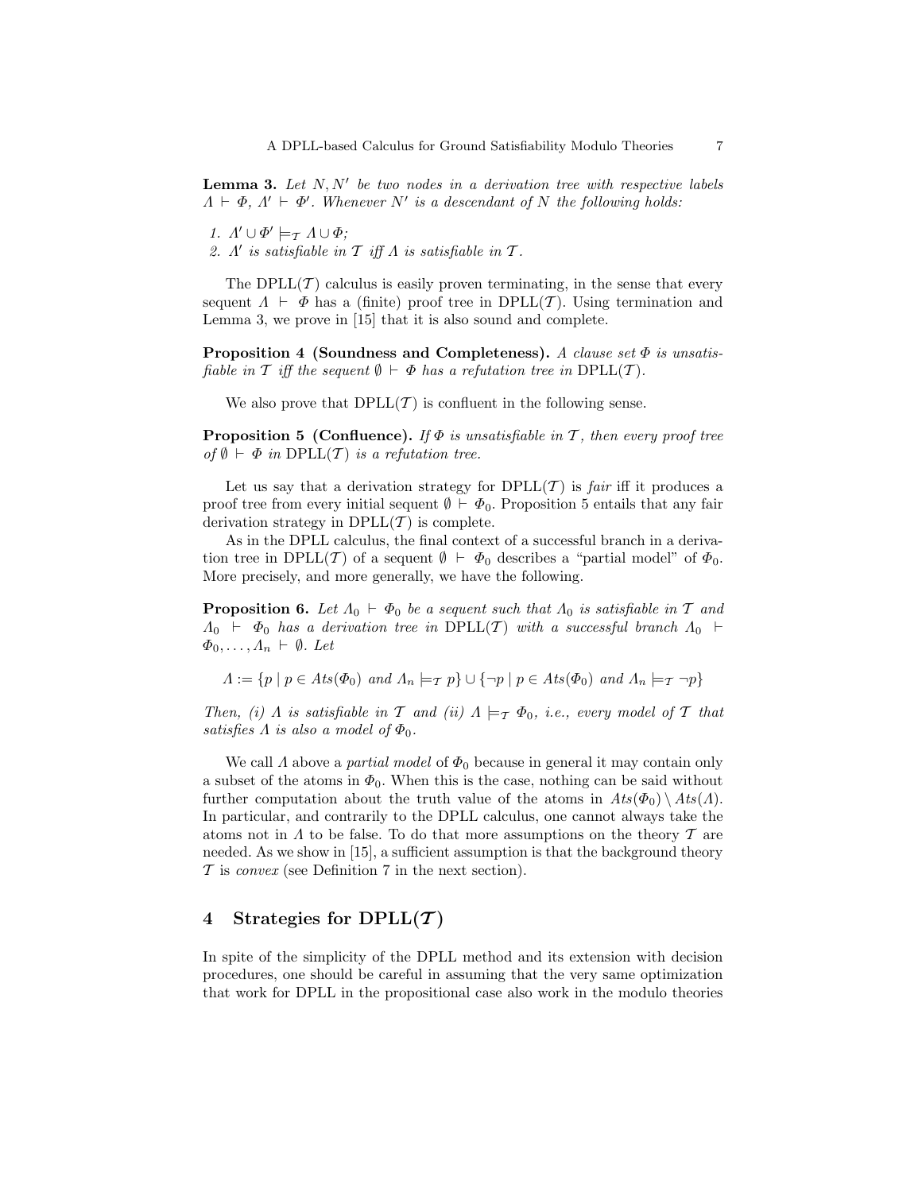**Lemma 3.** *Let $N, N'$ be two nodes in a derivation tree with respective labels $\Lambda \vdash \Phi$, $\Lambda' \vdash \Phi'$. Whenever $N'$ is a descendant of $N$ the following holds:*

1. $\Lambda' \cup \Phi' \models_{\mathcal{T}} \Lambda \cup \Phi$;
2. *$\Lambda'$ is satisfiable in $\mathcal{T}$ iff $\Lambda$ is satisfiable in $\mathcal{T}$.*

The DPLL($\mathcal{T}$) calculus is easily proven terminating, in the sense that every sequent $\Lambda \vdash \Phi$ has a (finite) proof tree in DPLL($\mathcal{T}$). Using termination and Lemma 3, we prove in [15] that it is also sound and complete.

**Proposition 4 (Soundness and Completeness).** *A clause set $\Phi$ is unsatisfiable in $\mathcal{T}$ iff the sequent $\emptyset \vdash \Phi$ has a refutation tree in* DPLL($\mathcal{T}$).

We also prove that DPLL($\mathcal{T}$) is confluent in the following sense.

**Proposition 5 (Confluence).** *If $\Phi$ is unsatisfiable in $\mathcal{T}$, then every proof tree of $\emptyset \vdash \Phi$ in* DPLL($\mathcal{T}$) *is a refutation tree.*

Let us say that a derivation strategy for DPLL($\mathcal{T}$) is *fair* iff it produces a proof tree from every initial sequent $\emptyset \vdash \Phi_0$. Proposition 5 entails that any fair derivation strategy in DPLL($\mathcal{T}$) is complete.

As in the DPLL calculus, the final context of a successful branch in a derivation tree in DPLL($\mathcal{T}$) of a sequent $\emptyset \vdash \Phi_0$ describes a "partial model" of $\Phi_0$. More precisely, and more generally, we have the following.

**Proposition 6.** *Let $\Lambda_0 \vdash \Phi_0$ be a sequent such that $\Lambda_0$ is satisfiable in $\mathcal{T}$ and $\Lambda_0 \vdash \Phi_0$ has a derivation tree in* DPLL($\mathcal{T}$) *with a successful branch $\Lambda_0 \vdash \Phi_0, \ldots, \Lambda_n \vdash \emptyset$. Let*

$$\Lambda := \{p \mid p \in Ats(\Phi_0) \text{ and } \Lambda_n \models_{\mathcal{T}} p\} \cup \{\neg p \mid p \in Ats(\Phi_0) \text{ and } \Lambda_n \models_{\mathcal{T}} \neg p\}$$

*Then, (i) $\Lambda$ is satisfiable in $\mathcal{T}$ and (ii) $\Lambda \models_{\mathcal{T}} \Phi_0$, i.e., every model of $\mathcal{T}$ that satisfies $\Lambda$ is also a model of $\Phi_0$.*

We call $\Lambda$ above a *partial model* of $\Phi_0$ because in general it may contain only a subset of the atoms in $\Phi_0$. When this is the case, nothing can be said without further computation about the truth value of the atoms in $Ats(\Phi_0) \setminus Ats(\Lambda)$. In particular, and contrarily to the DPLL calculus, one cannot always take the atoms not in $\Lambda$ to be false. To do that more assumptions on the theory $\mathcal{T}$ are needed. As we show in [15], a sufficient assumption is that the background theory $\mathcal{T}$ is *convex* (see Definition 7 in the next section).

## 4 Strategies for DPLL($\mathcal{T}$)

In spite of the simplicity of the DPLL method and its extension with decision procedures, one should be careful in assuming that the very same optimization that work for DPLL in the propositional case also work in the modulo theories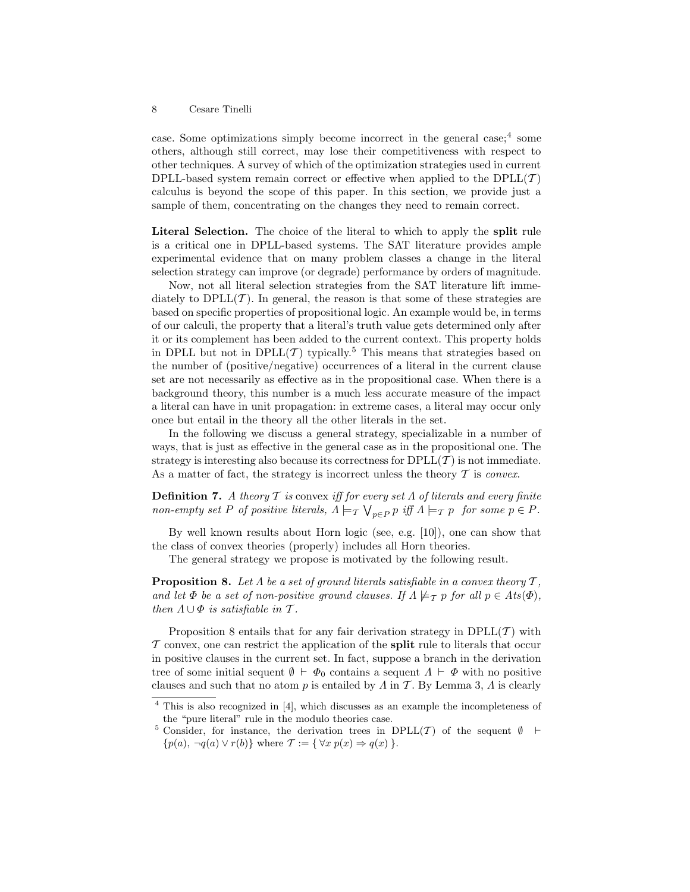case. Some optimizations simply become incorrect in the general case;[4] some others, although still correct, may lose their competitiveness with respect to other techniques. A survey of which of the optimization strategies used in current DPLL-based system remain correct or effective when applied to the DPLL($\mathcal{T}$) calculus is beyond the scope of this paper. In this section, we provide just a sample of them, concentrating on the changes they need to remain correct.

**Literal Selection.** The choice of the literal to which to apply the **split** rule is a critical one in DPLL-based systems. The SAT literature provides ample experimental evidence that on many problem classes a change in the literal selection strategy can improve (or degrade) performance by orders of magnitude.

Now, not all literal selection strategies from the SAT literature lift immediately to DPLL($\mathcal{T}$). In general, the reason is that some of these strategies are based on specific properties of propositional logic. An example would be, in terms of our calculi, the property that a literal's truth value gets determined only after it or its complement has been added to the current context. This property holds in DPLL but not in DPLL($\mathcal{T}$) typically.[5] This means that strategies based on the number of (positive/negative) occurrences of a literal in the current clause set are not necessarily as effective as in the propositional case. When there is a background theory, this number is a much less accurate measure of the impact a literal can have in unit propagation: in extreme cases, a literal may occur only once but entail in the theory all the other literals in the set.

In the following we discuss a general strategy, specializable in a number of ways, that is just as effective in the general case as in the propositional one. The strategy is interesting also because its correctness for DPLL($\mathcal{T}$) is not immediate. As a matter of fact, the strategy is incorrect unless the theory $\mathcal{T}$ is *convex*.

**Definition 7.** *A theory $\mathcal{T}$ is* convex *iff for every set $\Lambda$ of literals and every finite non-empty set $P$ of positive literals, $\Lambda \models_{\mathcal{T}} \bigvee_{p \in P} p$ iff $\Lambda \models_{\mathcal{T}} p$ for some $p \in P$.*

By well known results about Horn logic (see, e.g. [10]), one can show that the class of convex theories (properly) includes all Horn theories.

The general strategy we propose is motivated by the following result.

**Proposition 8.** *Let $\Lambda$ be a set of ground literals satisfiable in a convex theory $\mathcal{T}$, and let $\Phi$ be a set of non-positive ground clauses. If $\Lambda \not\models_{\mathcal{T}} p$ for all $p \in Ats(\Phi)$, then $\Lambda \cup \Phi$ is satisfiable in $\mathcal{T}$.*

Proposition 8 entails that for any fair derivation strategy in DPLL($\mathcal{T}$) with $\mathcal{T}$ convex, one can restrict the application of the **split** rule to literals that occur in positive clauses in the current set. In fact, suppose a branch in the derivation tree of some initial sequent $\emptyset \vdash \Phi_0$ contains a sequent $\Lambda \vdash \Phi$ with no positive clauses and such that no atom $p$ is entailed by $\Lambda$ in $\mathcal{T}$. By Lemma 3, $\Lambda$ is clearly

[4] This is also recognized in [4], which discusses as an example the incompleteness of the "pure literal" rule in the modulo theories case.

[5] Consider, for instance, the derivation trees in DPLL($\mathcal{T}$) of the sequent $\emptyset \vdash \{p(a),\ \neg q(a) \vee r(b)\}$ where $\mathcal{T} := \{\ \forall x\ p(x) \Rightarrow q(x)\ \}$.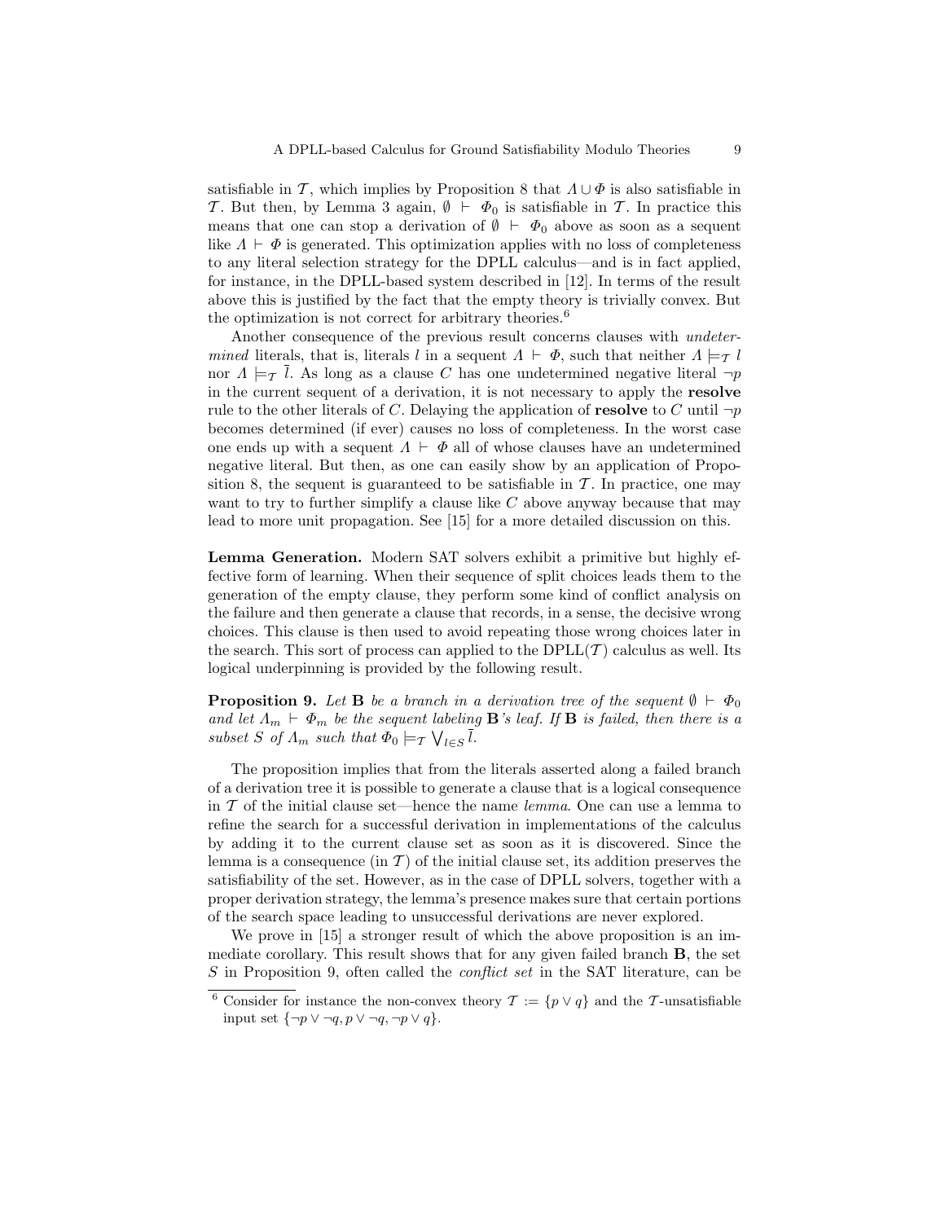satisfiable in $\mathcal{T}$, which implies by Proposition 8 that $\Lambda \cup \Phi$ is also satisfiable in $\mathcal{T}$. But then, by Lemma 3 again, $\emptyset \vdash \Phi_0$ is satisfiable in $\mathcal{T}$. In practice this means that one can stop a derivation of $\emptyset \vdash \Phi_0$ above as soon as a sequent like $\Lambda \vdash \Phi$ is generated. This optimization applies with no loss of completeness to any literal selection strategy for the DPLL calculus—and is in fact applied, for instance, in the DPLL-based system described in [12]. In terms of the result above this is justified by the fact that the empty theory is trivially convex. But the optimization is not correct for arbitrary theories.[6]

Another consequence of the previous result concerns clauses with *undetermined* literals, that is, literals $l$ in a sequent $\Lambda \vdash \Phi$, such that neither $\Lambda \models_{\mathcal{T}} l$ nor $\Lambda \models_{\mathcal{T}} \bar{l}$. As long as a clause $C$ has one undetermined negative literal $\neg p$ in the current sequent of a derivation, it is not necessary to apply the **resolve** rule to the other literals of $C$. Delaying the application of **resolve** to $C$ until $\neg p$ becomes determined (if ever) causes no loss of completeness. In the worst case one ends up with a sequent $\Lambda \vdash \Phi$ all of whose clauses have an undetermined negative literal. But then, as one can easily show by an application of Proposition 8, the sequent is guaranteed to be satisfiable in $\mathcal{T}$. In practice, one may want to try to further simplify a clause like $C$ above anyway because that may lead to more unit propagation. See [15] for a more detailed discussion on this.

**Lemma Generation.** Modern SAT solvers exhibit a primitive but highly effective form of learning. When their sequence of split choices leads them to the generation of the empty clause, they perform some kind of conflict analysis on the failure and then generate a clause that records, in a sense, the decisive wrong choices. This clause is then used to avoid repeating those wrong choices later in the search. This sort of process can applied to the DPLL($\mathcal{T}$) calculus as well. Its logical underpinning is provided by the following result.

**Proposition 9.** *Let* $\mathbf{B}$ *be a branch in a derivation tree of the sequent* $\emptyset \vdash \Phi_0$ *and let* $\Lambda_m \vdash \Phi_m$ *be the sequent labeling* $\mathbf{B}$*'s leaf. If* $\mathbf{B}$ *is failed, then there is a subset* $S$ *of* $\Lambda_m$ *such that* $\Phi_0 \models_{\mathcal{T}} \bigvee_{l \in S} \bar{l}$.

The proposition implies that from the literals asserted along a failed branch of a derivation tree it is possible to generate a clause that is a logical consequence in $\mathcal{T}$ of the initial clause set—hence the name *lemma*. One can use a lemma to refine the search for a successful derivation in implementations of the calculus by adding it to the current clause set as soon as it is discovered. Since the lemma is a consequence (in $\mathcal{T}$) of the initial clause set, its addition preserves the satisfiability of the set. However, as in the case of DPLL solvers, together with a proper derivation strategy, the lemma's presence makes sure that certain portions of the search space leading to unsuccessful derivations are never explored.

We prove in [15] a stronger result of which the above proposition is an immediate corollary. This result shows that for any given failed branch $\mathbf{B}$, the set $S$ in Proposition 9, often called the *conflict set* in the SAT literature, can be

---

[6] Consider for instance the non-convex theory $\mathcal{T} := \{p \vee q\}$ and the $\mathcal{T}$-unsatisfiable input set $\{\neg p \vee \neg q, p \vee \neg q, \neg p \vee q\}$.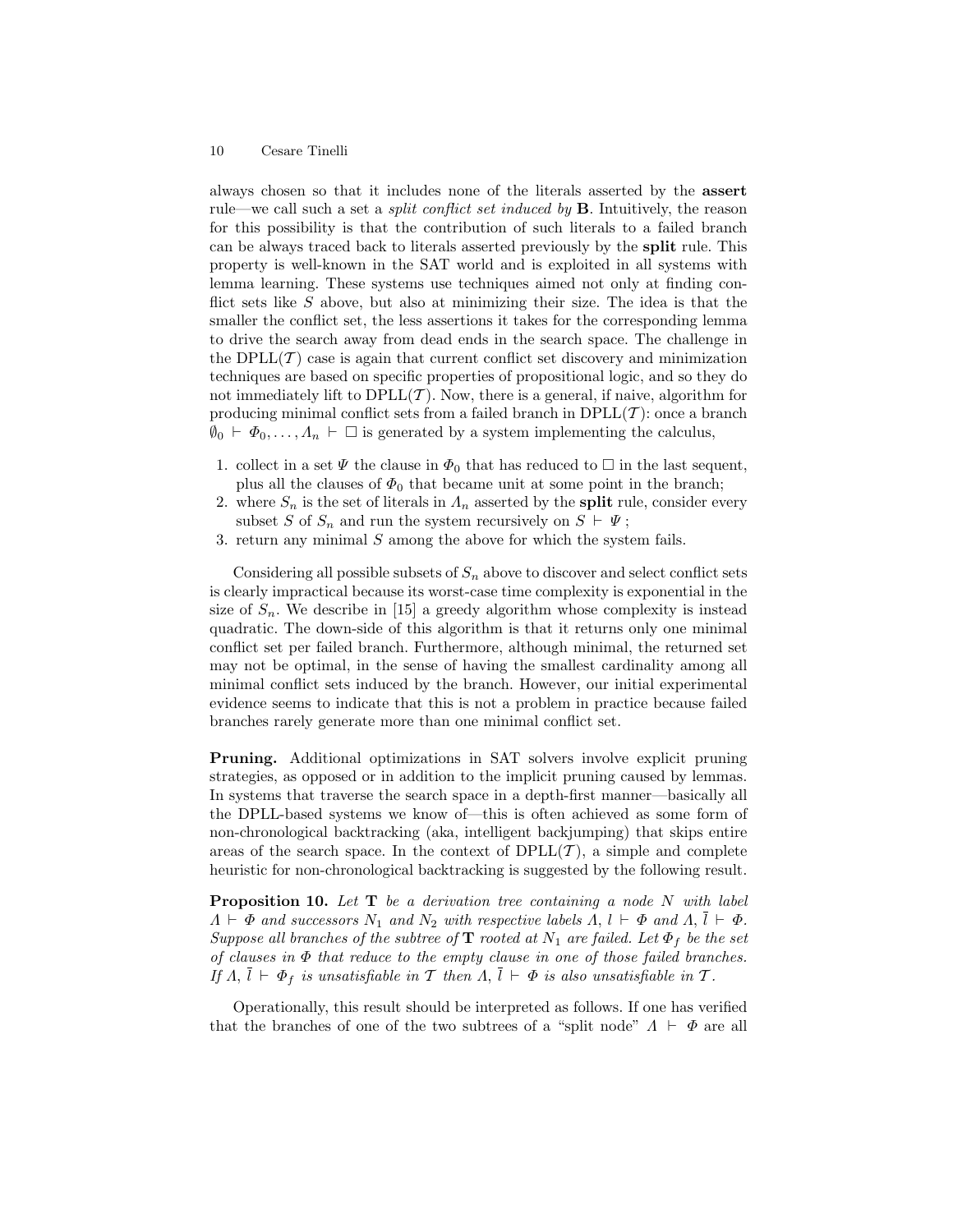always chosen so that it includes none of the literals asserted by the **assert** rule—we call such a set a *split conflict set induced by* **B**. Intuitively, the reason for this possibility is that the contribution of such literals to a failed branch can be always traced back to literals asserted previously by the **split** rule. This property is well-known in the SAT world and is exploited in all systems with lemma learning. These systems use techniques aimed not only at finding conflict sets like $S$ above, but also at minimizing their size. The idea is that the smaller the conflict set, the less assertions it takes for the corresponding lemma to drive the search away from dead ends in the search space. The challenge in the DPLL($\mathcal{T}$) case is again that current conflict set discovery and minimization techniques are based on specific properties of propositional logic, and so they do not immediately lift to DPLL($\mathcal{T}$). Now, there is a general, if naive, algorithm for producing minimal conflict sets from a failed branch in DPLL($\mathcal{T}$): once a branch $\emptyset_0 \vdash \Phi_0, \ldots, \Lambda_n \vdash \Box$ is generated by a system implementing the calculus,

1. collect in a set $\Psi$ the clause in $\Phi_0$ that has reduced to $\Box$ in the last sequent, plus all the clauses of $\Phi_0$ that became unit at some point in the branch;
2. where $S_n$ is the set of literals in $\Lambda_n$ asserted by the **split** rule, consider every subset $S$ of $S_n$ and run the system recursively on $S \vdash \Psi$ ;
3. return any minimal $S$ among the above for which the system fails.

Considering all possible subsets of $S_n$ above to discover and select conflict sets is clearly impractical because its worst-case time complexity is exponential in the size of $S_n$. We describe in [15] a greedy algorithm whose complexity is instead quadratic. The down-side of this algorithm is that it returns only one minimal conflict set per failed branch. Furthermore, although minimal, the returned set may not be optimal, in the sense of having the smallest cardinality among all minimal conflict sets induced by the branch. However, our initial experimental evidence seems to indicate that this is not a problem in practice because failed branches rarely generate more than one minimal conflict set.

**Pruning.** Additional optimizations in SAT solvers involve explicit pruning strategies, as opposed or in addition to the implicit pruning caused by lemmas. In systems that traverse the search space in a depth-first manner—basically all the DPLL-based systems we know of—this is often achieved as some form of non-chronological backtracking (aka, intelligent backjumping) that skips entire areas of the search space. In the context of DPLL($\mathcal{T}$), a simple and complete heuristic for non-chronological backtracking is suggested by the following result.

**Proposition 10.** *Let* **T** *be a derivation tree containing a node $N$ with label $\Lambda \vdash \Phi$ and successors $N_1$ and $N_2$ with respective labels $\Lambda,\, l \vdash \Phi$ and $\Lambda,\, \bar{l} \vdash \Phi$. Suppose all branches of the subtree of* **T** *rooted at $N_1$ are failed. Let $\Phi_f$ be the set of clauses in $\Phi$ that reduce to the empty clause in one of those failed branches. If $\Lambda,\, \bar{l} \vdash \Phi_f$ is unsatisfiable in $\mathcal{T}$ then $\Lambda,\, \bar{l} \vdash \Phi$ is also unsatisfiable in $\mathcal{T}$.*

Operationally, this result should be interpreted as follows. If one has verified that the branches of one of the two subtrees of a "split node" $\Lambda \vdash \Phi$ are all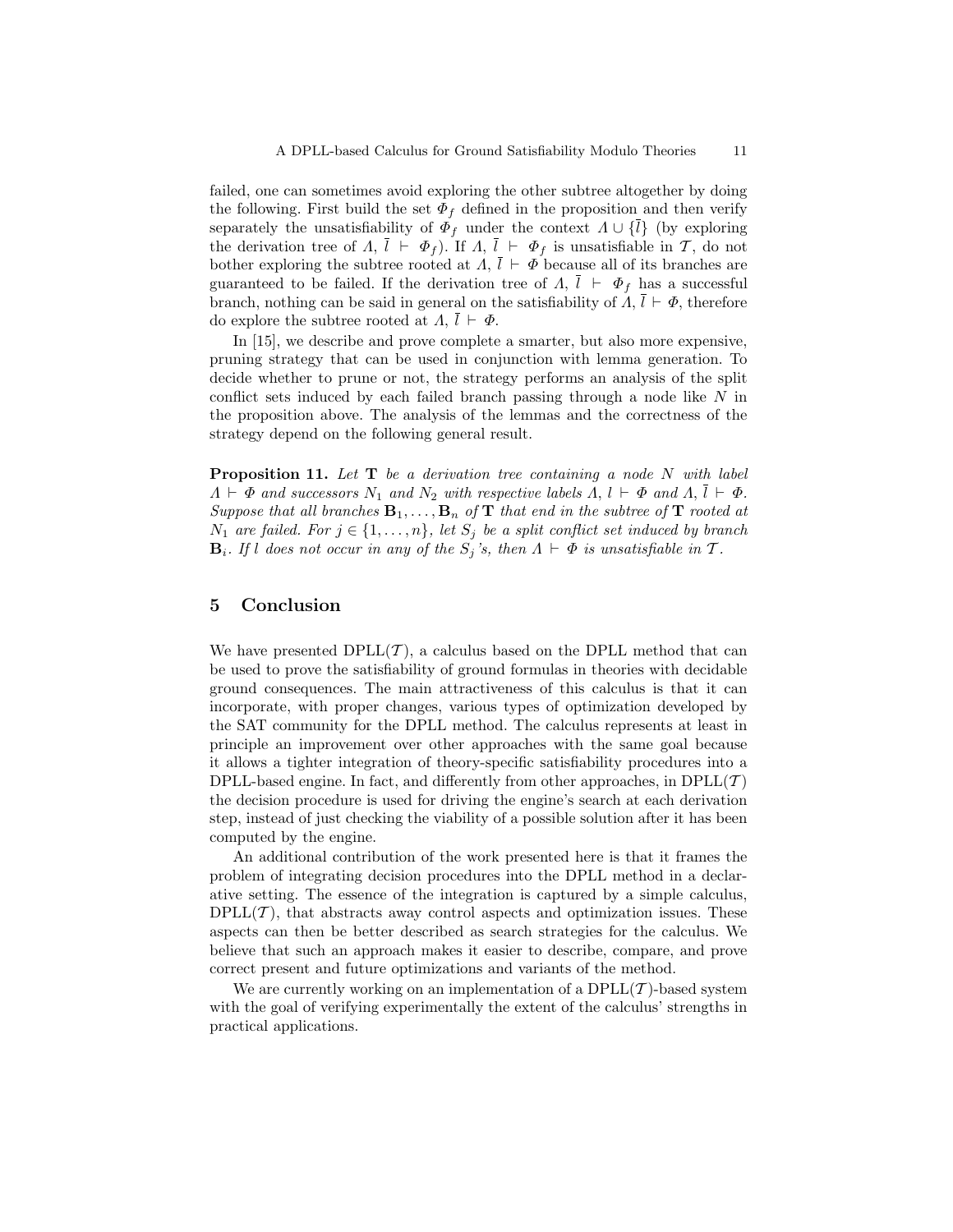failed, one can sometimes avoid exploring the other subtree altogether by doing the following. First build the set $\Phi_f$ defined in the proposition and then verify separately the unsatisfiability of $\Phi_f$ under the context $\Lambda \cup \{\bar{l}\}$ (by exploring the derivation tree of $\Lambda,\ \bar{l}\ \vdash\ \Phi_f$). If $\Lambda,\ \bar{l}\ \vdash\ \Phi_f$ is unsatisfiable in $\mathcal{T}$, do not bother exploring the subtree rooted at $\Lambda,\ \bar{l} \vdash \Phi$ because all of its branches are guaranteed to be failed. If the derivation tree of $\Lambda,\ \bar{l}\ \vdash\ \Phi_f$ has a successful branch, nothing can be said in general on the satisfiability of $\Lambda, \bar{l} \vdash \Phi$, therefore do explore the subtree rooted at $\Lambda,\ \bar{l} \vdash \Phi$.

In [15], we describe and prove complete a smarter, but also more expensive, pruning strategy that can be used in conjunction with lemma generation. To decide whether to prune or not, the strategy performs an analysis of the split conflict sets induced by each failed branch passing through a node like $N$ in the proposition above. The analysis of the lemmas and the correctness of the strategy depend on the following general result.

**Proposition 11.** *Let* $\mathbf{T}$ *be a derivation tree containing a node* $N$ *with label* $\Lambda \vdash \Phi$ *and successors* $N_1$ *and* $N_2$ *with respective labels* $\Lambda,\ l \vdash \Phi$ *and* $\Lambda,\ \bar{l} \vdash \Phi$. *Suppose that all branches* $\mathbf{B}_1, \ldots, \mathbf{B}_n$ *of* $\mathbf{T}$ *that end in the subtree of* $\mathbf{T}$ *rooted at* $N_1$ *are failed. For* $j \in \{1, \ldots, n\}$, *let* $S_j$ *be a split conflict set induced by branch* $\mathbf{B}_i$. *If* $l$ *does not occur in any of the* $S_j$*'s, then* $\Lambda \vdash \Phi$ *is unsatisfiable in* $\mathcal{T}$.

## 5 Conclusion

We have presented DPLL($\mathcal{T}$), a calculus based on the DPLL method that can be used to prove the satisfiability of ground formulas in theories with decidable ground consequences. The main attractiveness of this calculus is that it can incorporate, with proper changes, various types of optimization developed by the SAT community for the DPLL method. The calculus represents at least in principle an improvement over other approaches with the same goal because it allows a tighter integration of theory-specific satisfiability procedures into a DPLL-based engine. In fact, and differently from other approaches, in DPLL($\mathcal{T}$) the decision procedure is used for driving the engine's search at each derivation step, instead of just checking the viability of a possible solution after it has been computed by the engine.

An additional contribution of the work presented here is that it frames the problem of integrating decision procedures into the DPLL method in a declarative setting. The essence of the integration is captured by a simple calculus, DPLL($\mathcal{T}$), that abstracts away control aspects and optimization issues. These aspects can then be better described as search strategies for the calculus. We believe that such an approach makes it easier to describe, compare, and prove correct present and future optimizations and variants of the method.

We are currently working on an implementation of a DPLL($\mathcal{T}$)-based system with the goal of verifying experimentally the extent of the calculus' strengths in practical applications.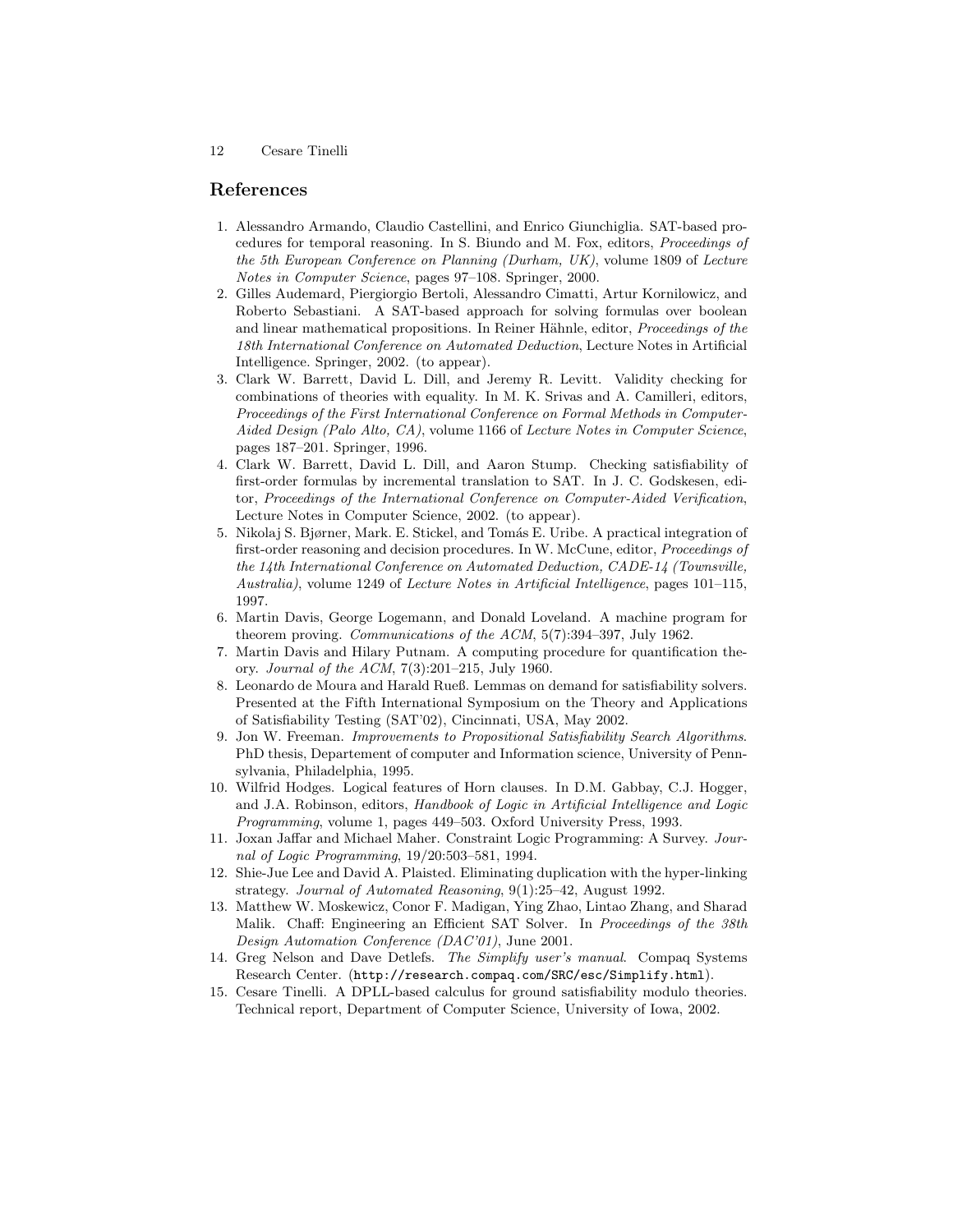## References

1. Alessandro Armando, Claudio Castellini, and Enrico Giunchiglia. SAT-based procedures for temporal reasoning. In S. Biundo and M. Fox, editors, *Proceedings of the 5th European Conference on Planning (Durham, UK)*, volume 1809 of *Lecture Notes in Computer Science*, pages 97–108. Springer, 2000.
2. Gilles Audemard, Piergiorgio Bertoli, Alessandro Cimatti, Artur Kornilowicz, and Roberto Sebastiani. A SAT-based approach for solving formulas over boolean and linear mathematical propositions. In Reiner Hähnle, editor, *Proceedings of the 18th International Conference on Automated Deduction*, Lecture Notes in Artificial Intelligence. Springer, 2002. (to appear).
3. Clark W. Barrett, David L. Dill, and Jeremy R. Levitt. Validity checking for combinations of theories with equality. In M. K. Srivas and A. Camilleri, editors, *Proceedings of the First International Conference on Formal Methods in Computer-Aided Design (Palo Alto, CA)*, volume 1166 of *Lecture Notes in Computer Science*, pages 187–201. Springer, 1996.
4. Clark W. Barrett, David L. Dill, and Aaron Stump. Checking satisfiability of first-order formulas by incremental translation to SAT. In J. C. Godskesen, editor, *Proceedings of the International Conference on Computer-Aided Verification*, Lecture Notes in Computer Science, 2002. (to appear).
5. Nikolaj S. Bjørner, Mark. E. Stickel, and Tomás E. Uribe. A practical integration of first-order reasoning and decision procedures. In W. McCune, editor, *Proceedings of the 14th International Conference on Automated Deduction, CADE-14 (Townsville, Australia)*, volume 1249 of *Lecture Notes in Artificial Intelligence*, pages 101–115, 1997.
6. Martin Davis, George Logemann, and Donald Loveland. A machine program for theorem proving. *Communications of the ACM*, 5(7):394–397, July 1962.
7. Martin Davis and Hilary Putnam. A computing procedure for quantification theory. *Journal of the ACM*, 7(3):201–215, July 1960.
8. Leonardo de Moura and Harald Rueß. Lemmas on demand for satisfiability solvers. Presented at the Fifth International Symposium on the Theory and Applications of Satisfiability Testing (SAT'02), Cincinnati, USA, May 2002.
9. Jon W. Freeman. *Improvements to Propositional Satisfiability Search Algorithms*. PhD thesis, Departement of computer and Information science, University of Pennsylvania, Philadelphia, 1995.
10. Wilfrid Hodges. Logical features of Horn clauses. In D.M. Gabbay, C.J. Hogger, and J.A. Robinson, editors, *Handbook of Logic in Artificial Intelligence and Logic Programming*, volume 1, pages 449–503. Oxford University Press, 1993.
11. Joxan Jaffar and Michael Maher. Constraint Logic Programming: A Survey. *Journal of Logic Programming*, 19/20:503–581, 1994.
12. Shie-Jue Lee and David A. Plaisted. Eliminating duplication with the hyper-linking strategy. *Journal of Automated Reasoning*, 9(1):25–42, August 1992.
13. Matthew W. Moskewicz, Conor F. Madigan, Ying Zhao, Lintao Zhang, and Sharad Malik. Chaff: Engineering an Efficient SAT Solver. In *Proceedings of the 38th Design Automation Conference (DAC'01)*, June 2001.
14. Greg Nelson and Dave Detlefs. *The Simplify user's manual*. Compaq Systems Research Center. (`http://research.compaq.com/SRC/esc/Simplify.html`).
15. Cesare Tinelli. A DPLL-based calculus for ground satisfiability modulo theories. Technical report, Department of Computer Science, University of Iowa, 2002.